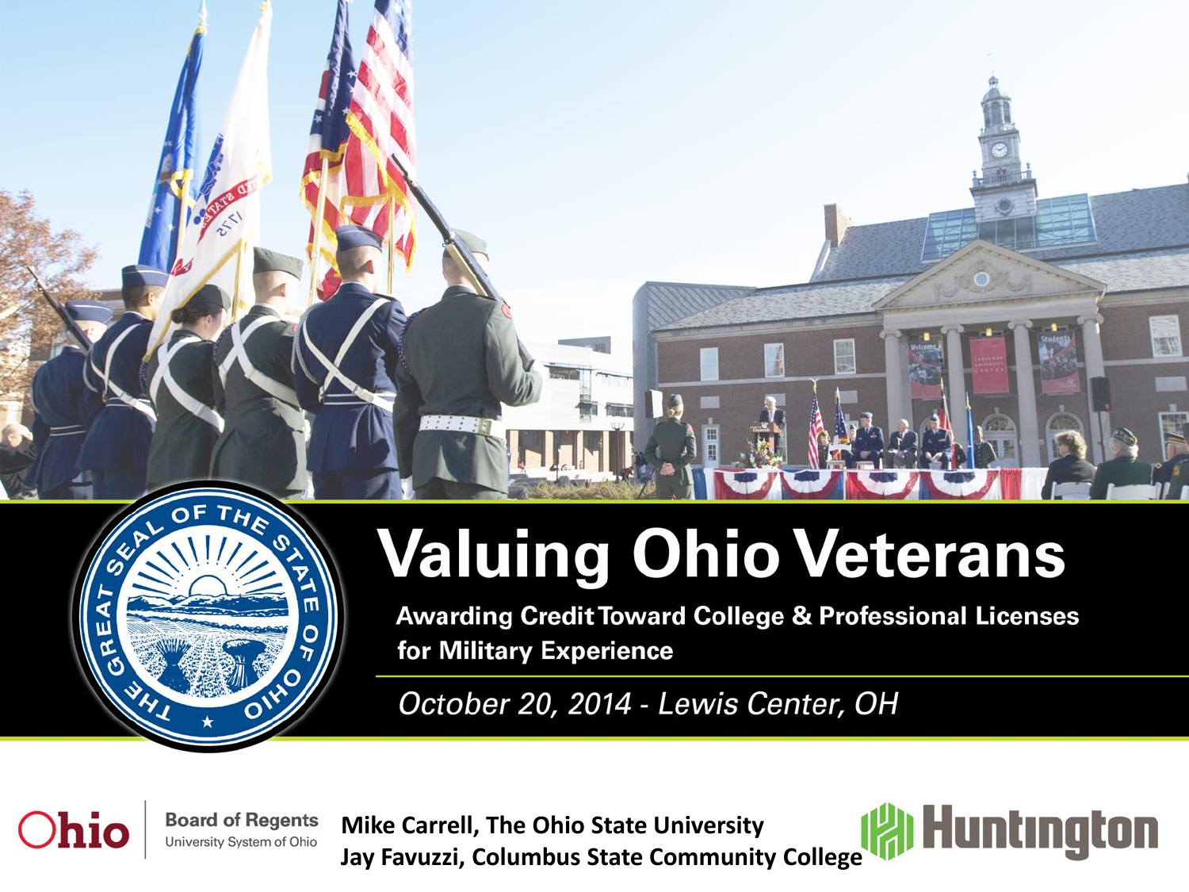# Valuing Ohio Veterans

**Awarding Credit Toward College & Professional Licenses for Military Experience**

*October 20, 2014 - Lewis Center, OH*

Ohio Board of Regents University System of Ohio

**Mike Carrell, The Ohio State University**
**Jay Favuzzi, Columbus State Community College**

Huntington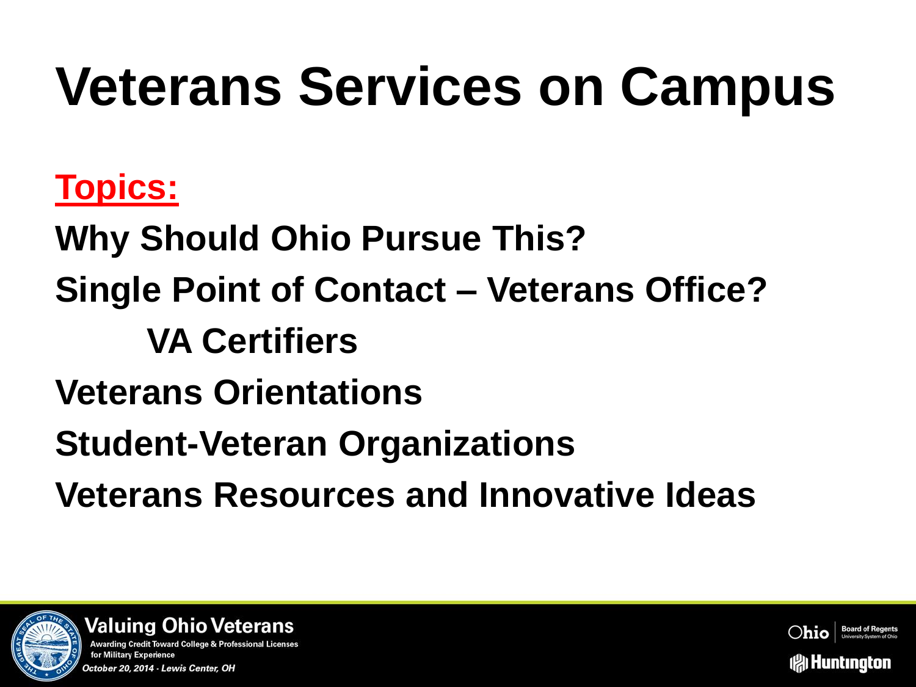# Veterans Services on Campus

**Topics:**

**Why Should Ohio Pursue This?**

**Single Point of Contact – Veterans Office?**

- **VA Certifiers**

**Veterans Orientations**

**Student-Veteran Organizations**

**Veterans Resources and Innovative Ideas**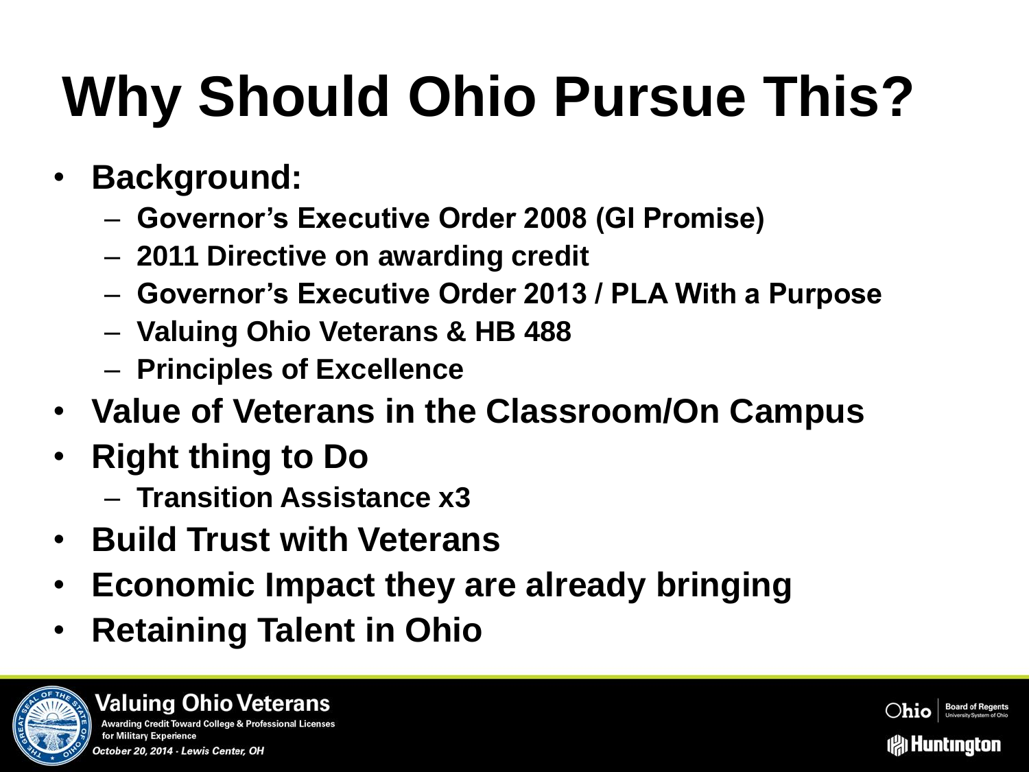# Why Should Ohio Pursue This?

- **Background:**
  - **Governor's Executive Order 2008 (GI Promise)**
  - **2011 Directive on awarding credit**
  - **Governor's Executive Order 2013 / PLA With a Purpose**
  - **Valuing Ohio Veterans & HB 488**
  - **Principles of Excellence**
- **Value of Veterans in the Classroom/On Campus**
- **Right thing to Do**
  - **Transition Assistance x3**
- **Build Trust with Veterans**
- **Economic Impact they are already bringing**
- **Retaining Talent in Ohio**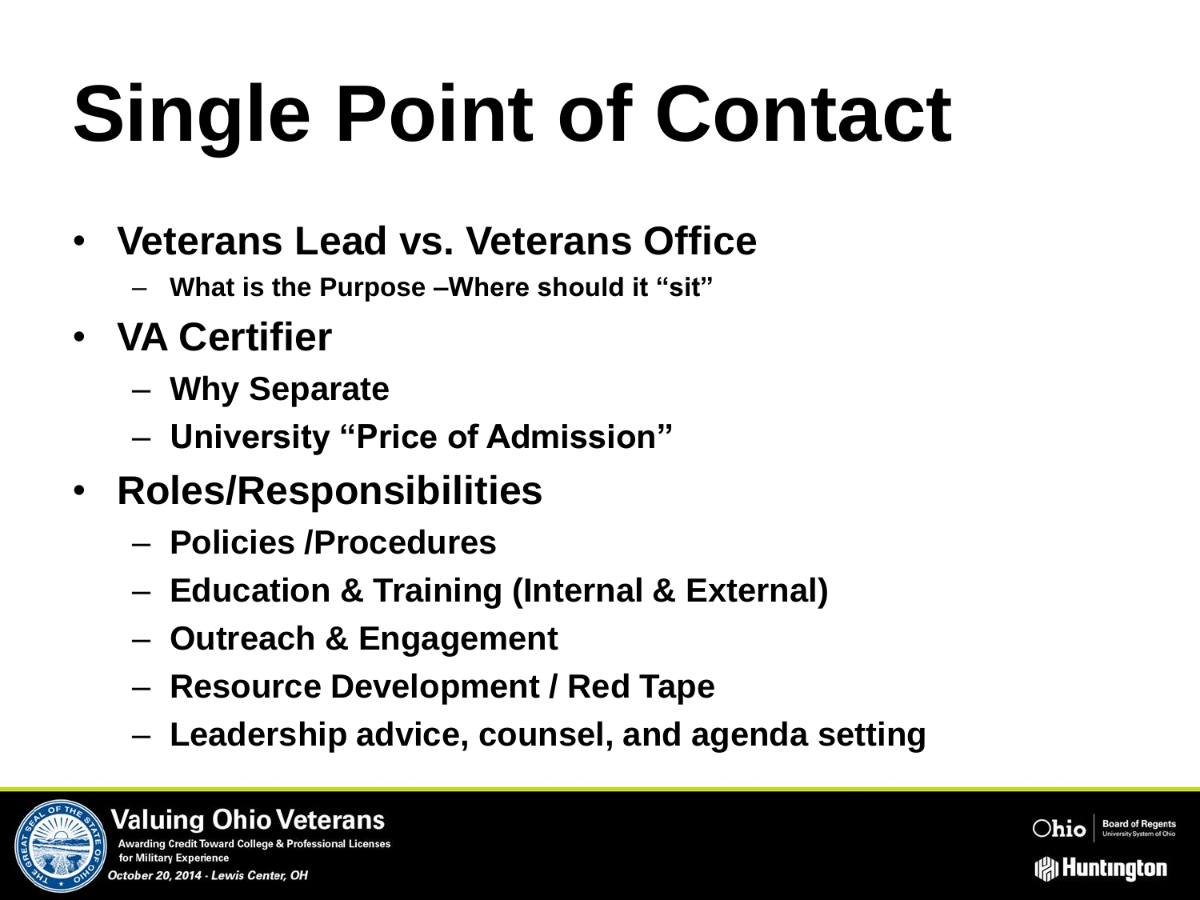# Single Point of Contact

- **Veterans Lead vs. Veterans Office**
  - **What is the Purpose –Where should it "sit"**
- **VA Certifier**
  - **Why Separate**
  - **University "Price of Admission"**
- **Roles/Responsibilities**
  - **Policies /Procedures**
  - **Education & Training (Internal & External)**
  - **Outreach & Engagement**
  - **Resource Development / Red Tape**
  - **Leadership advice, counsel, and agenda setting**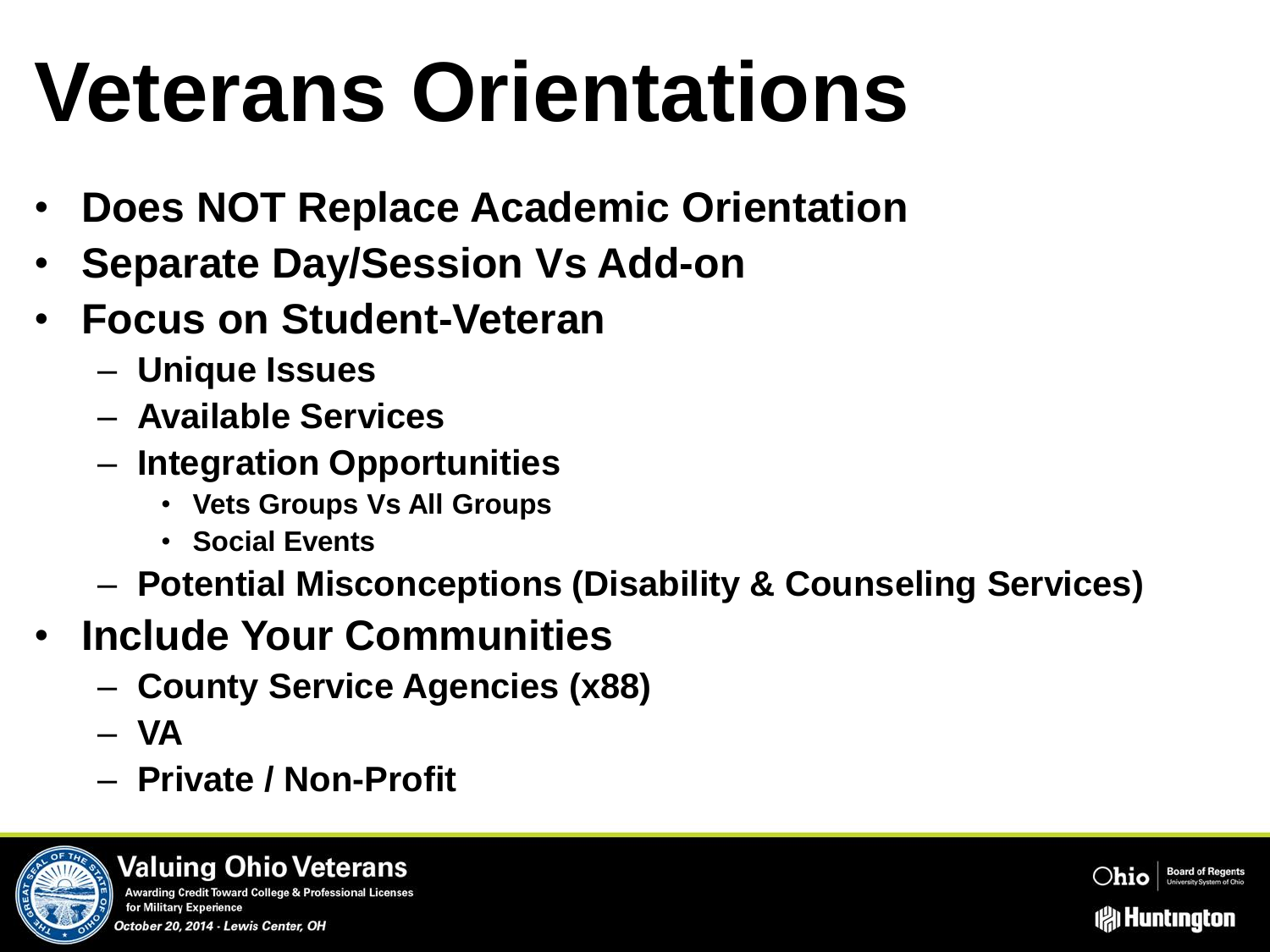# Veterans Orientations

- **Does NOT Replace Academic Orientation**
- **Separate Day/Session Vs Add-on**
- **Focus on Student-Veteran**
  - **Unique Issues**
  - **Available Services**
  - **Integration Opportunities**
    - **Vets Groups Vs All Groups**
    - **Social Events**
  - **Potential Misconceptions (Disability & Counseling Services)**
- **Include Your Communities**
  - **County Service Agencies (x88)**
  - **VA**
  - **Private / Non-Profit**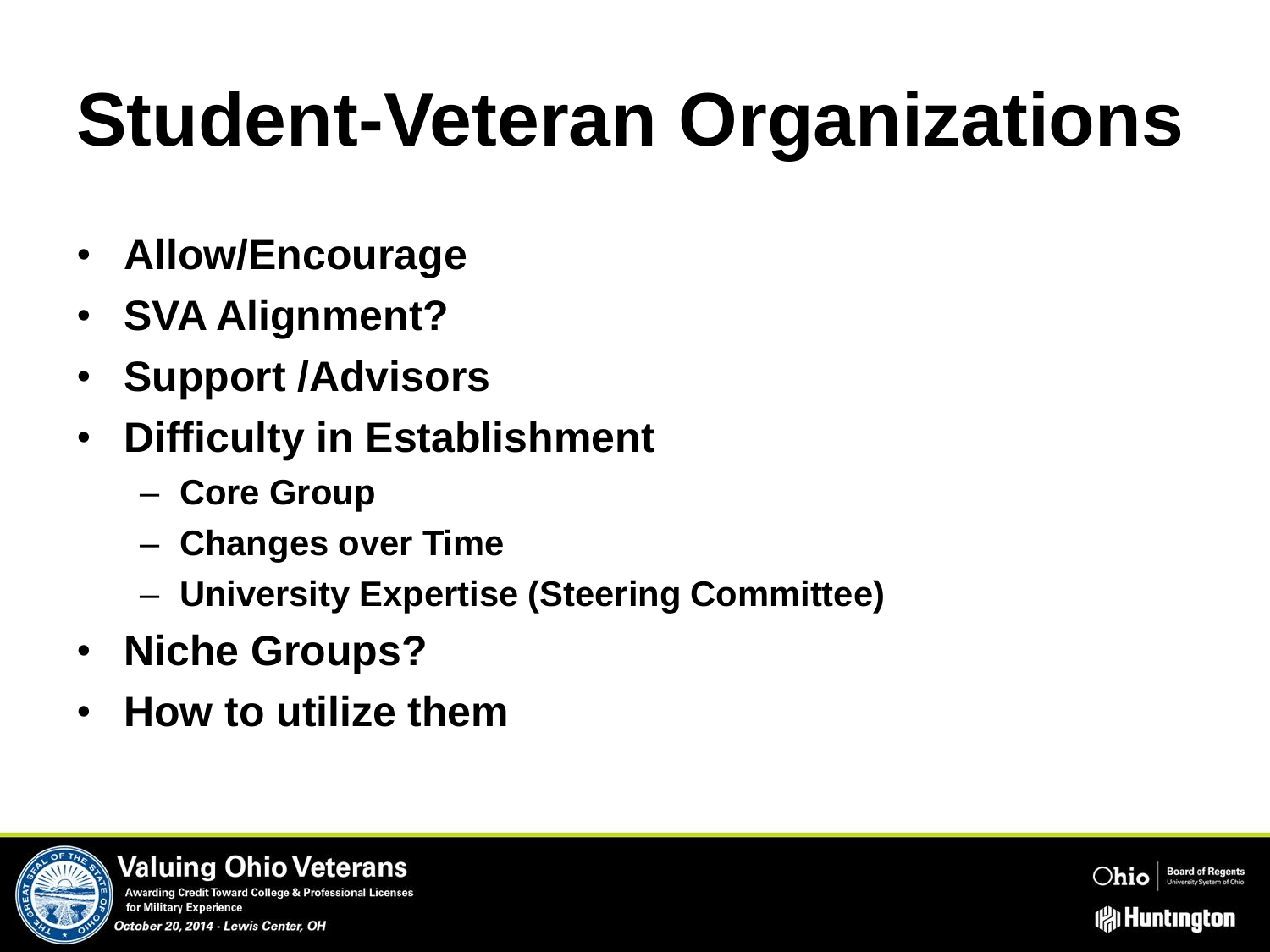# Student-Veteran Organizations

- **Allow/Encourage**
- **SVA Alignment?**
- **Support /Advisors**
- **Difficulty in Establishment**
  - **Core Group**
  - **Changes over Time**
  - **University Expertise (Steering Committee)**
- **Niche Groups?**
- **How to utilize them**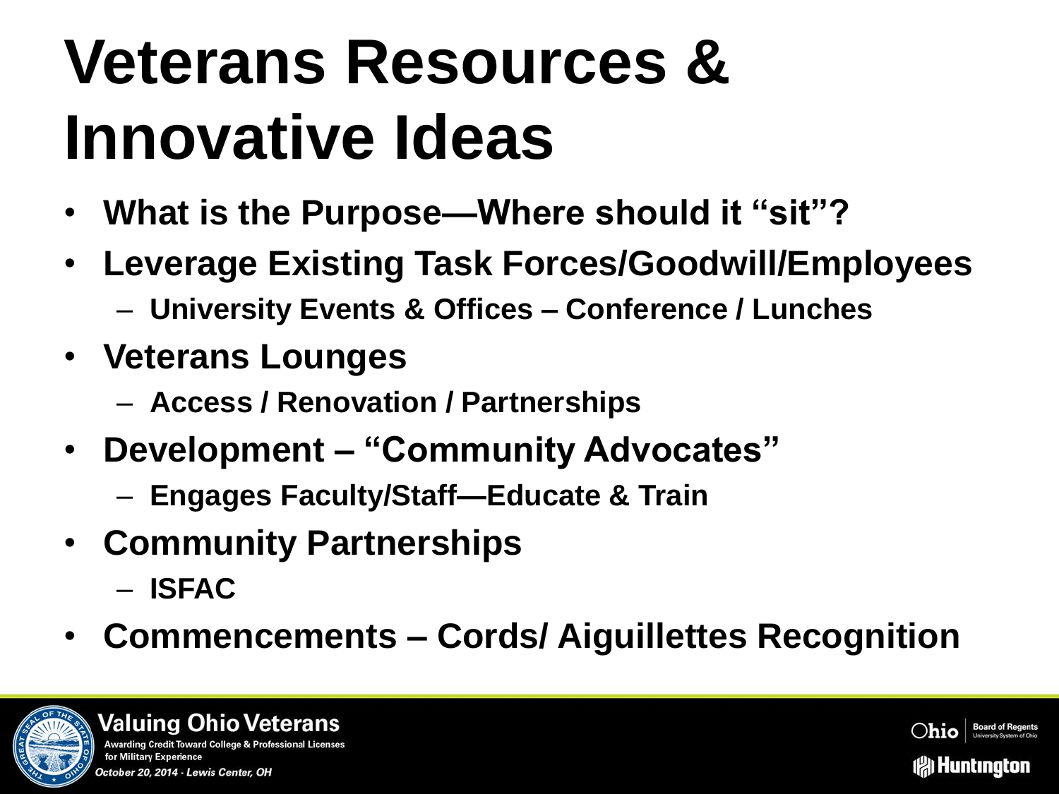# Veterans Resources & Innovative Ideas

- What is the Purpose—Where should it "sit"?
- Leverage Existing Task Forces/Goodwill/Employees
  - University Events & Offices – Conference / Lunches
- Veterans Lounges
  - Access / Renovation / Partnerships
- Development – "Community Advocates"
  - Engages Faculty/Staff—Educate & Train
- Community Partnerships
  - ISFAC
- Commencements – Cords/ Aiguillettes Recognition